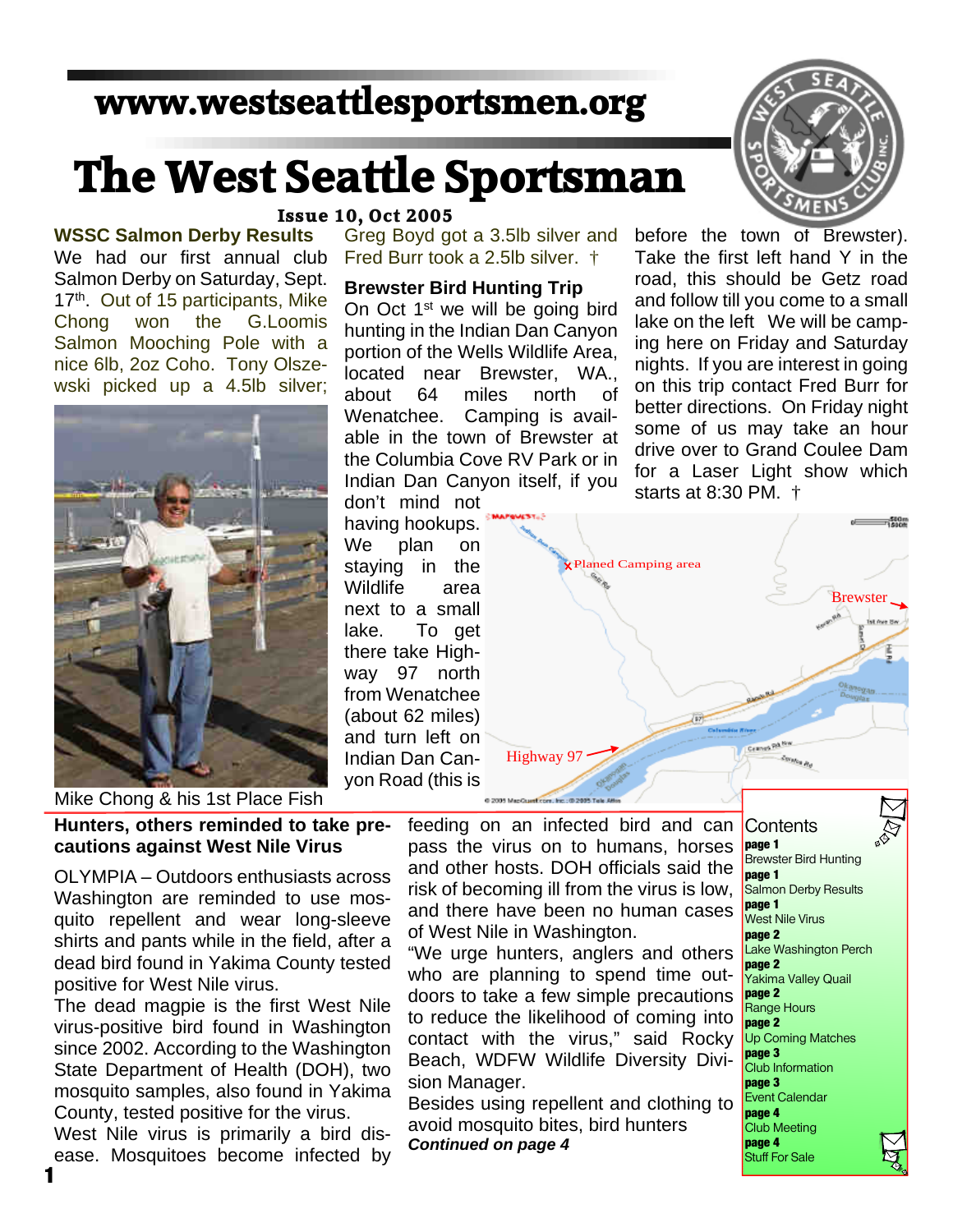www.westseattlesportsmen.org

# The West Seattle Sportsman

**Issue 10, Oct 2005**

## WSSC Salmon Derby Results

We had our first annual club Salmon Derby on Saturday, Sept. 17th. Out of 15 participants, Mike Chong won the G.Loomis Salmon Mooching Pole with a nice 6lb, 2oz Coho. Tony Olszewski picked up a 4.5lb silver; Greg Boyd got a 3.5lb silver and Fred Burr took a 2.5lb silver. †

Mike Chong & his 1st Place Fish

## Brewster Bird Hunting Trip

On Oct 1st we will be going bird hunting in the Indian Dan Canyon portion of the Wells Wildlife Area, located near Brewster, WA., about 64 miles north of Wenatchee. Camping is available in the town of Brewster at the Columbia Cove RV Park or in Indian Dan Canyon itself, if you don't mind not having hookups. We plan on staying in the Wildlife area next to a small lake. To get there take Highway 97 north from Wenatchee (about 62 miles) and turn left on Indian Dan Canyon Road (this is before the town of Brewster). Take the first left hand Y in the road, this should be Getz road and follow till you come to a small lake on the left We will be camping here on Friday and Saturday nights. If you are interest in going on this trip contact Fred Burr for better directions. On Friday night some of us may take an hour drive over to Grand Coulee Dam for a Laser Light show which starts at 8:30 PM. †

## Hunters, others reminded to take precautions against West Nile Virus

OLYMPIA – Outdoors enthusiasts across Washington are reminded to use mosquito repellent and wear long-sleeve shirts and pants while in the field, after a dead bird found in Yakima County tested positive for West Nile virus.

The dead magpie is the first West Nile virus-positive bird found in Washington since 2002. According to the Washington State Department of Health (DOH), two mosquito samples, also found in Yakima County, tested positive for the virus.

West Nile virus is primarily a bird disease. Mosquitoes become infected by feeding on an infected bird and can pass the virus on to humans, horses and other hosts. DOH officials said the risk of becoming ill from the virus is low, and there have been no human cases of West Nile in Washington.

"We urge hunters, anglers and others who are planning to spend time outdoors to take a few simple precautions to reduce the likelihood of coming into contact with the virus," said Rocky Beach, WDFW Wildlife Diversity Division Manager.

Besides using repellent and clothing to avoid mosquito bites, bird hunters

***Continued on page 4***

## Contents

| Page | Article |
|---|---|
| page 1 | Brewster Bird Hunting |
| page 1 | Salmon Derby Results |
| page 1 | West Nile Virus |
| page 2 | Lake Washington Perch |
| page 2 | Yakima Valley Quail |
| page 2 | Range Hours |
| page 2 | Up Coming Matches |
| page 3 | Club Information |
| page 3 | Event Calendar |
| page 4 | Club Meeting |
| page 4 | Stuff For Sale |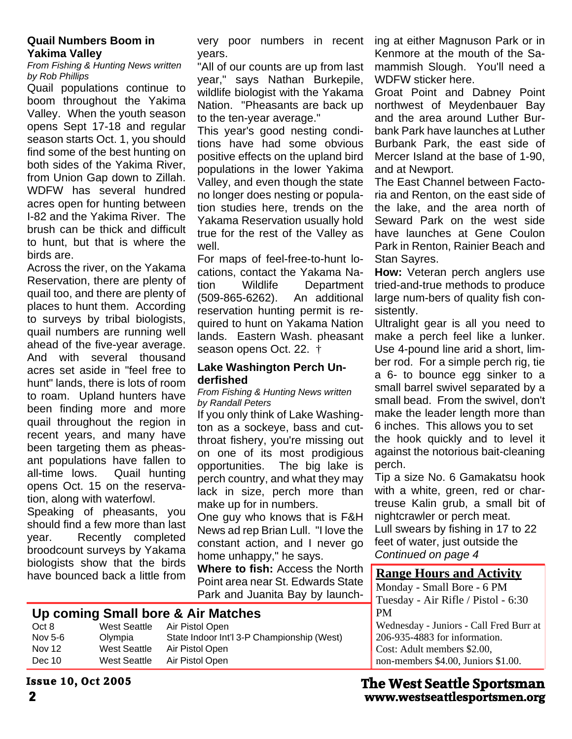### Quail Numbers Boom in Yakima Valley

*From Fishing & Hunting News written by Rob Phillips*

Quail populations continue to boom throughout the Yakima Valley. When the youth season opens Sept 17-18 and regular season starts Oct. 1, you should find some of the best hunting on both sides of the Yakima River, from Union Gap down to Zillah. WDFW has several hundred acres open for hunting between I-82 and the Yakima River. The brush can be thick and difficult to hunt, but that is where the birds are.

Across the river, on the Yakama Reservation, there are plenty of quail too, and there are plenty of places to hunt them. According to surveys by tribal biologists, quail numbers are running well ahead of the five-year average. And with several thousand acres set aside in "feel free to hunt" lands, there is lots of room to roam. Upland hunters have been finding more and more quail throughout the region in recent years, and many have been targeting them as pheasant populations have fallen to all-time lows. Quail hunting opens Oct. 15 on the reservation, along with waterfowl.

Speaking of pheasants, you should find a few more than last year. Recently completed broodcount surveys by Yakama biologists show that the birds have bounced back a little from very poor numbers in recent years.

"All of our counts are up from last year," says Nathan Burkepile, wildlife biologist with the Yakama Nation. "Pheasants are back up to the ten-year average."

This year's good nesting conditions have had some obvious positive effects on the upland bird populations in the lower Yakima Valley, and even though the state no longer does nesting or population studies here, trends on the Yakama Reservation usually hold true for the rest of the Valley as well.

For maps of feel-free-to-hunt locations, contact the Yakama Nation Wildlife Department (509-865-6262). An additional reservation hunting permit is required to hunt on Yakama Nation lands. Eastern Wash. pheasant season opens Oct. 22. †

### Lake Washington Perch Underfished

*From Fishing & Hunting News written by Randall Peters*

If you only think of Lake Washington as a sockeye, bass and cutthroat fishery, you're missing out on one of its most prodigious opportunities. The big lake is perch country, and what they may lack in size, perch more than make up for in numbers.

One guy who knows that is F&H News ad rep Brian Lull. "I love the constant action, and I never go home unhappy," he says.

**Where to fish:** Access the North Point area near St. Edwards State Park and Juanita Bay by launching at either Magnuson Park or in Kenmore at the mouth of the Sammamish Slough. You'll need a WDFW sticker here.

Groat Point and Dabney Point northwest of Meydenbauer Bay and the area around Luther Burbank Park have launches at Luther Burbank Park, the east side of Mercer Island at the base of 1-90, and at Newport.

The East Channel between Factoria and Renton, on the east side of the lake, and the area north of Seward Park on the west side have launches at Gene Coulon Park in Renton, Rainier Beach and Stan Sayres.

**How:** Veteran perch anglers use tried-and-true methods to produce large num-bers of quality fish consistently.

Ultralight gear is all you need to make a perch feel like a lunker. Use 4-pound line arid a short, limber rod. For a simple perch rig, tie a 6- to bounce egg sinker to a small barrel swivel separated by a small bead. From the swivel, don't make the leader length more than 6 inches. This allows you to set the hook quickly and to level it against the notorious bait-cleaning perch.

Tip a size No. 6 Gamakatsu hook with a white, green, red or chartreuse Kalin grub, a small bit of nightcrawler or perch meat.

Lull swears by fishing in 17 to 22 feet of water, just outside the

*Continued on page 4*

### Up coming Small bore & Air Matches

| Date | Location | Match |
|---|---|---|
| Oct 8 | West Seattle | Air Pistol Open |
| Nov 5-6 | Olympia | State Indoor Int'l 3-P Championship (West) |
| Nov 12 | West Seattle | Air Pistol Open |
| Dec 10 | West Seattle | Air Pistol Open |

### Range Hours and Activity

Monday - Small Bore - 6 PM
Tuesday - Air Rifle / Pistol - 6:30 PM
Wednesday - Juniors - Call Fred Burr at 206-935-4883 for information.
Cost: Adult members $2.00, non-members $4.00, Juniors $1.00.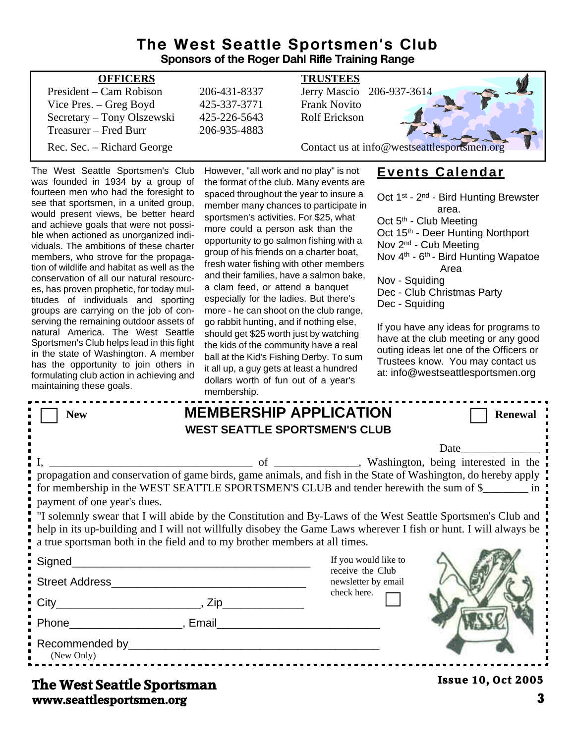# The West Seattle Sportsmen's Club

**Sponsors of the Roger Dahl Rifle Training Range**

| OFFICERS | | TRUSTEES | |
|---|---|---|---|
| President – Cam Robison | 206-431-8337 | Jerry Mascio | 206-937-3614 |
| Vice Pres. – Greg Boyd | 425-337-3771 | Frank Novito | |
| Secretary – Tony Olszewski | 425-226-5643 | Rolf Erickson | |
| Treasurer – Fred Burr | 206-935-4883 | | |
| Rec. Sec. – Richard George | | Contact us at info@westseattlesportsmen.org | |

The West Seattle Sportsmen's Club was founded in 1934 by a group of fourteen men who had the foresight to see that sportsmen, in a united group, would present views, be better heard and achieve goals that were not possible when actioned as unorganized individuals. The ambitions of these charter members, who strove for the propagation of wildlife and habitat as well as the conservation of all our natural resources, has proven prophetic, for today multitudes of individuals and sporting groups are carrying on the job of conserving the remaining outdoor assets of natural America. The West Seattle Sportsmen's Club helps lead in this fight in the state of Washington. A member has the opportunity to join others in formulating club action in achieving and maintaining these goals.

However, "all work and no play" is not the format of the club. Many events are spaced throughout the year to insure a member many chances to participate in sportsmen's activities. For $25, what more could a person ask than the opportunity to go salmon fishing with a group of his friends on a charter boat, fresh water fishing with other members and their families, have a salmon bake, a clam feed, or attend a banquet especially for the ladies. But there's more - he can shoot on the club range, go rabbit hunting, and if nothing else, should get $25 worth just by watching the kids of the community have a real ball at the Kid's Fishing Derby. To sum it all up, a guy gets at least a hundred dollars worth of fun out of a year's membership.

## Events Calendar

- Oct 1st - 2nd - Bird Hunting Brewster area.
- Oct 5th - Club Meeting
- Oct 15th - Deer Hunting Northport
- Nov 2nd - Cub Meeting
- Nov 4th - 6th - Bird Hunting Wapatoe Area
- Nov - Squiding
- Dec - Club Christmas Party
- Dec - Squiding

If you have any ideas for programs to have at the club meeting or any good outing ideas let one of the Officers or Trustees know. You may contact us at: info@westseattlesportsmen.org

---

☐ **New** ☐ **Renewal**

## MEMBERSHIP APPLICATION

**WEST SEATTLE SPORTSMEN'S CLUB**

Date______________

I, ____________________________________ of ______________, Washington, being interested in the propagation and conservation of game birds, game animals, and fish in the State of Washington, do hereby apply for membership in the WEST SEATTLE SPORTSMEN'S CLUB and tender herewith the sum of $________ in payment of one year's dues.

"I solemnly swear that I will abide by the Constitution and By-Laws of the West Seattle Sportsmen's Club and help in its up-building and I will not willfully disobey the Game Laws wherever I fish or hunt. I will always be a true sportsman both in the field and to my brother members at all times.

Signed______________________________________

Street Address______________________________

City______________________, Zip____________

Phone_________________, Email________________________

Recommended by______________________________________
(New Only)

If you would like to receive the Club newsletter by email check here. ☐

---

**The West Seattle Sportsman**
**www.seattlesportsmen.org**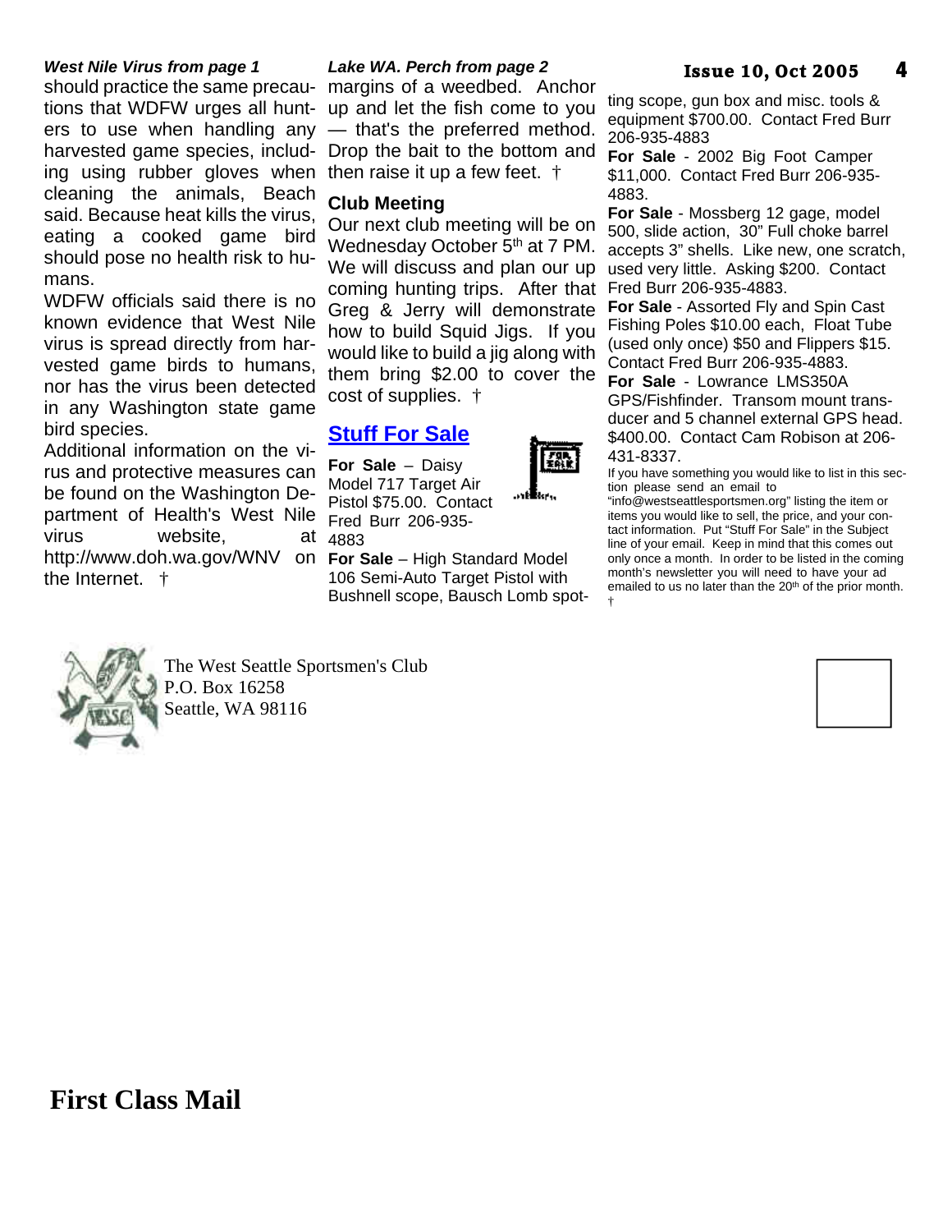*West Nile Virus from page 1*

should practice the same precautions that WDFW urges all hunters to use when handling any harvested game species, including using rubber gloves when cleaning the animals, Beach said. Because heat kills the virus, eating a cooked game bird should pose no health risk to humans.

WDFW officials said there is no known evidence that West Nile virus is spread directly from harvested game birds to humans, nor has the virus been detected in any Washington state game bird species.

Additional information on the virus and protective measures can be found on the Washington Department of Health's West Nile virus website, at http://www.doh.wa.gov/WNV on the Internet. †

*Lake WA. Perch from page 2*

margins of a weedbed. Anchor up and let the fish come to you — that's the preferred method. Drop the bait to the bottom and then raise it up a few feet. †

## Club Meeting

Our next club meeting will be on Wednesday October 5th at 7 PM. We will discuss and plan our up coming hunting trips. After that Greg & Jerry will demonstrate how to build Squid Jigs. If you would like to build a jig along with them bring $2.00 to cover the cost of supplies. †

## Stuff For Sale

**For Sale** – Daisy Model 717 Target Air Pistol $75.00. Contact Fred Burr 206-935-4883

**For Sale** – High Standard Model 106 Semi-Auto Target Pistol with Bushnell scope, Bausch Lomb spotting scope, gun box and misc. tools & equipment $700.00. Contact Fred Burr 206-935-4883

**For Sale** - 2002 Big Foot Camper $11,000. Contact Fred Burr 206-935-4883.

**For Sale** - Mossberg 12 gage, model 500, slide action, 30" Full choke barrel accepts 3" shells. Like new, one scratch, used very little. Asking $200. Contact Fred Burr 206-935-4883.

**For Sale** - Assorted Fly and Spin Cast Fishing Poles $10.00 each, Float Tube (used only once) $50 and Flippers $15. Contact Fred Burr 206-935-4883.

**For Sale** - Lowrance LMS350A GPS/Fishfinder. Transom mount transducer and 5 channel external GPS head. $400.00. Contact Cam Robison at 206-431-8337.

If you have something you would like to list in this section please send an email to "info@westseattlesportsmen.org" listing the item or items you would like to sell, the price, and your contact information. Put "Stuff For Sale" in the Subject line of your email. Keep in mind that this comes out only once a month. In order to be listed in the coming month's newsletter you will need to have your ad emailed to us no later than the 20th of the prior month. †

The West Seattle Sportsmen's Club
P.O. Box 16258
Seattle, WA 98116

**First Class Mail**